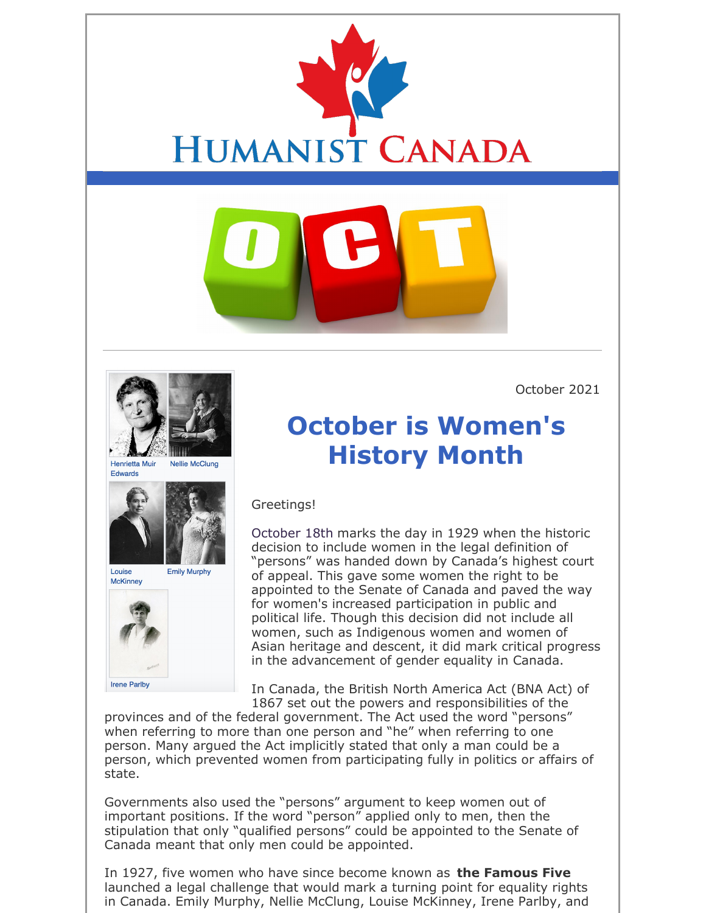# HUMANIST CANADA

October 2021

## October is Women's History Month

Henrietta Muir Edwards | Nellie McClung | Louise McKinney | Emily Murphy | Irene Parlby

Greetings!

October 18th marks the day in 1929 when the historic decision to include women in the legal definition of "persons" was handed down by Canada's highest court of appeal. This gave some women the right to be appointed to the Senate of Canada and paved the way for women's increased participation in public and political life. Though this decision did not include all women, such as Indigenous women and women of Asian heritage and descent, it did mark critical progress in the advancement of gender equality in Canada.

In Canada, the British North America Act (BNA Act) of 1867 set out the powers and responsibilities of the provinces and of the federal government. The Act used the word "persons" when referring to more than one person and "he" when referring to one person. Many argued the Act implicitly stated that only a man could be a person, which prevented women from participating fully in politics or affairs of state.

Governments also used the "persons" argument to keep women out of important positions. If the word "person" applied only to men, then the stipulation that only "qualified persons" could be appointed to the Senate of Canada meant that only men could be appointed.

In 1927, five women who have since become known as **the Famous Five** launched a legal challenge that would mark a turning point for equality rights in Canada. Emily Murphy, Nellie McClung, Louise McKinney, Irene Parlby, and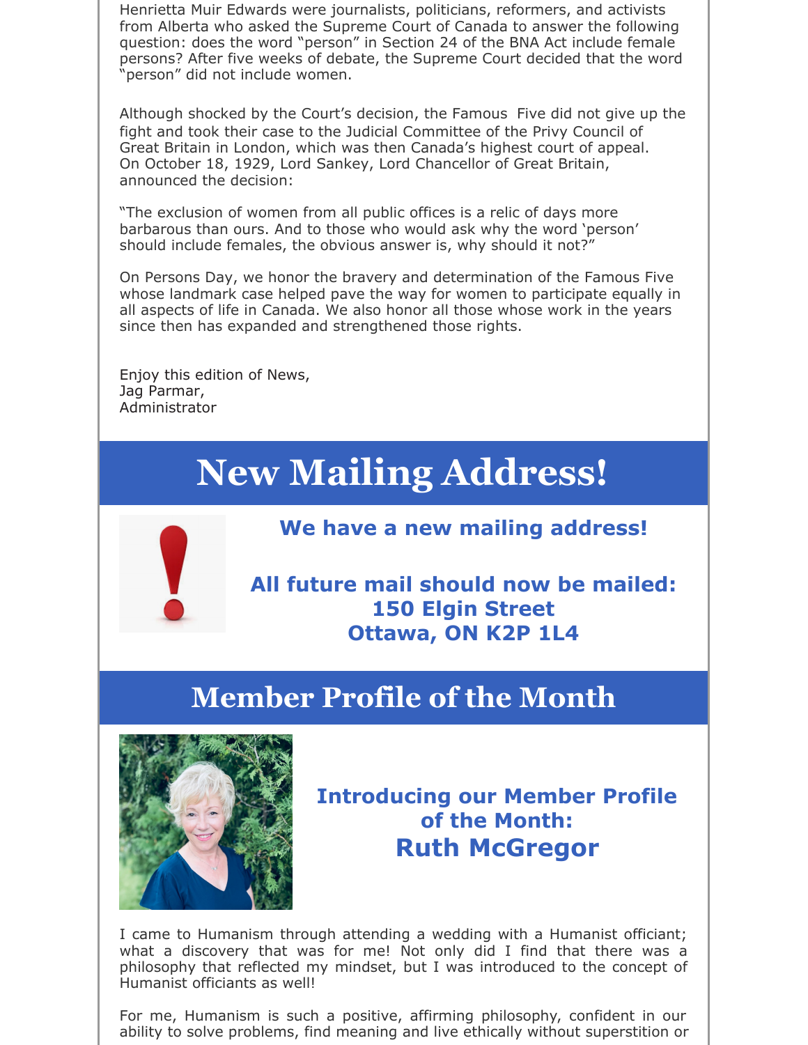Henrietta Muir Edwards were journalists, politicians, reformers, and activists from Alberta who asked the Supreme Court of Canada to answer the following question: does the word "person" in Section 24 of the BNA Act include female persons? After five weeks of debate, the Supreme Court decided that the word "person" did not include women.

Although shocked by the Court's decision, the Famous Five did not give up the fight and took their case to the Judicial Committee of the Privy Council of Great Britain in London, which was then Canada's highest court of appeal. On October 18, 1929, Lord Sankey, Lord Chancellor of Great Britain, announced the decision:

"The exclusion of women from all public offices is a relic of days more barbarous than ours. And to those who would ask why the word 'person' should include females, the obvious answer is, why should it not?"

On Persons Day, we honor the bravery and determination of the Famous Five whose landmark case helped pave the way for women to participate equally in all aspects of life in Canada. We also honor all those whose work in the years since then has expanded and strengthened those rights.

Enjoy this edition of News,
Jag Parmar,
Administrator

# New Mailing Address!

**We have a new mailing address!**

**All future mail should now be mailed:**
**150 Elgin Street**
**Ottawa, ON K2P 1L4**

# Member Profile of the Month

**Introducing our Member Profile of the Month:**
**Ruth McGregor**

I came to Humanism through attending a wedding with a Humanist officiant; what a discovery that was for me! Not only did I find that there was a philosophy that reflected my mindset, but I was introduced to the concept of Humanist officiants as well!

For me, Humanism is such a positive, affirming philosophy, confident in our ability to solve problems, find meaning and live ethically without superstition or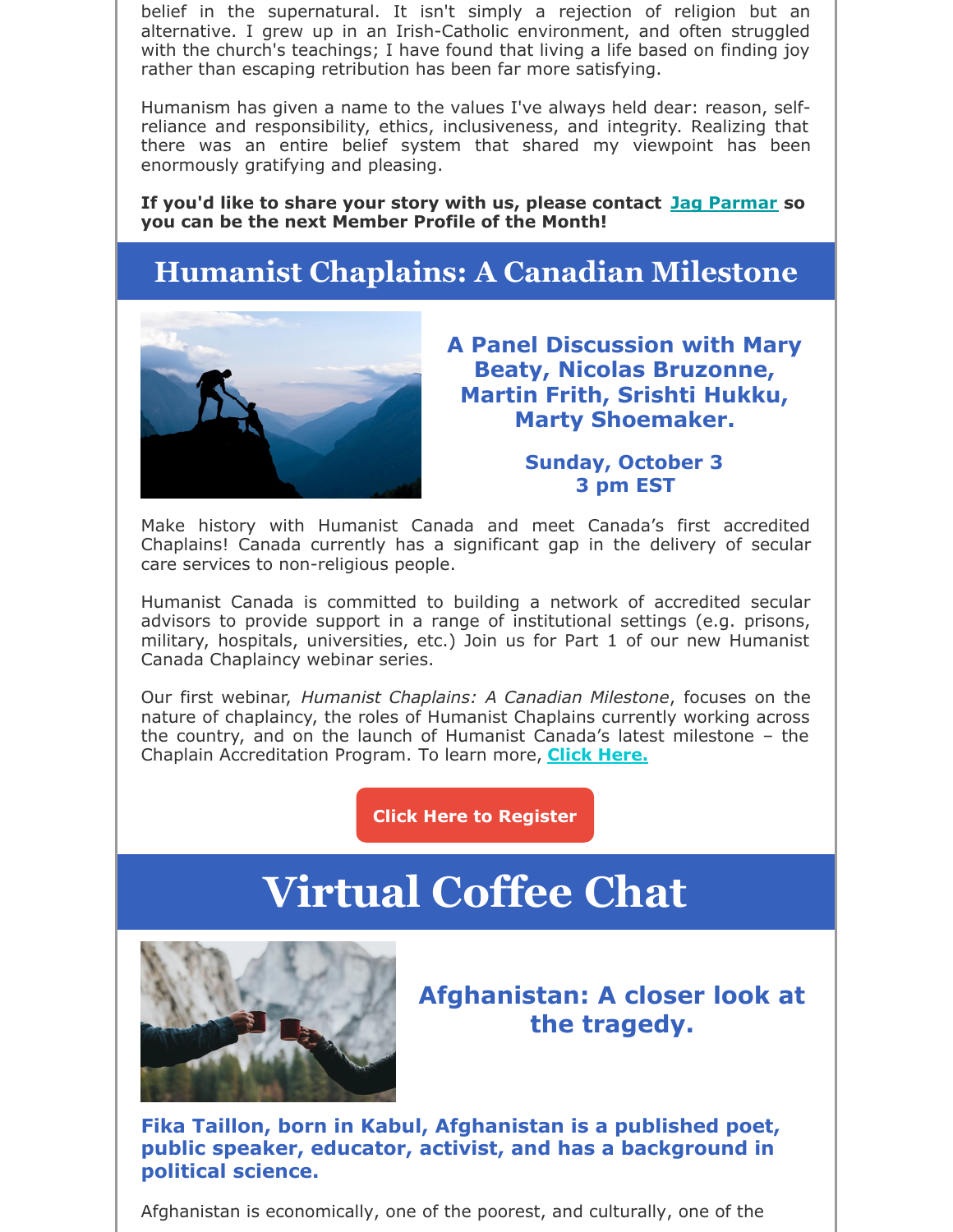belief in the supernatural. It isn't simply a rejection of religion but an alternative. I grew up in an Irish-Catholic environment, and often struggled with the church's teachings; I have found that living a life based on finding joy rather than escaping retribution has been far more satisfying.

Humanism has given a name to the values I've always held dear: reason, self-reliance and responsibility, ethics, inclusiveness, and integrity. Realizing that there was an entire belief system that shared my viewpoint has been enormously gratifying and pleasing.

**If you'd like to share your story with us, please contact Jag Parmar so you can be the next Member Profile of the Month!**

## Humanist Chaplains: A Canadian Milestone

### A Panel Discussion with Mary Beaty, Nicolas Bruzonne, Martin Frith, Srishti Hukku, Marty Shoemaker.

**Sunday, October 3**
**3 pm EST**

Make history with Humanist Canada and meet Canada's first accredited Chaplains! Canada currently has a significant gap in the delivery of secular care services to non-religious people.

Humanist Canada is committed to building a network of accredited secular advisors to provide support in a range of institutional settings (e.g. prisons, military, hospitals, universities, etc.) Join us for Part 1 of our new Humanist Canada Chaplaincy webinar series.

Our first webinar, *Humanist Chaplains: A Canadian Milestone*, focuses on the nature of chaplaincy, the roles of Humanist Chaplains currently working across the country, and on the launch of Humanist Canada's latest milestone – the Chaplain Accreditation Program. To learn more, **Click Here.**

**Click Here to Register**

## Virtual Coffee Chat

### Afghanistan: A closer look at the tragedy.

**Fika Taillon, born in Kabul, Afghanistan is a published poet, public speaker, educator, activist, and has a background in political science.**

Afghanistan is economically, one of the poorest, and culturally, one of the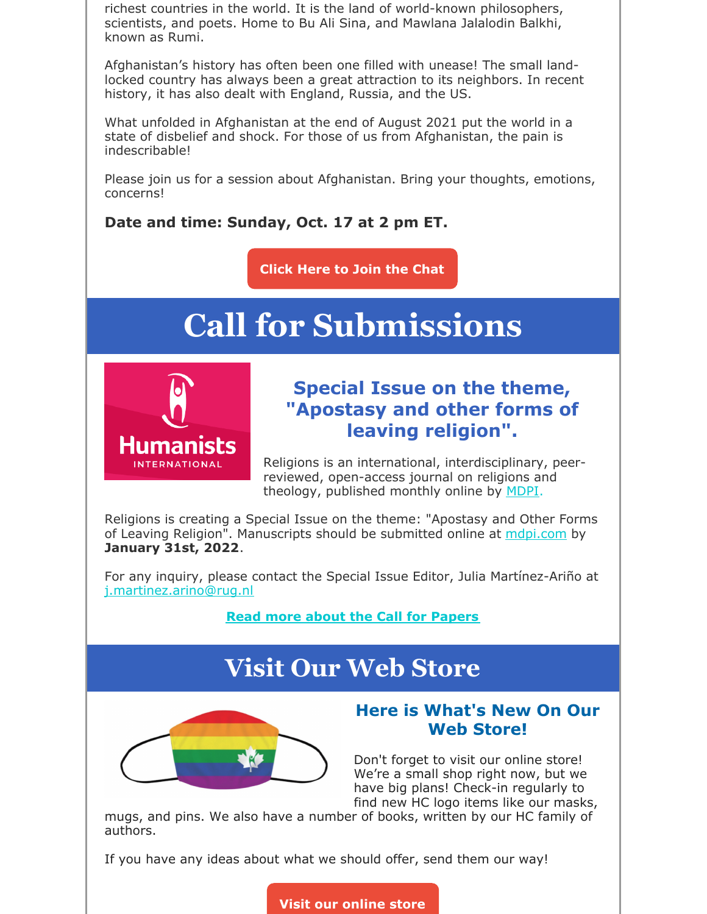richest countries in the world. It is the land of world-known philosophers, scientists, and poets. Home to Bu Ali Sina, and Mawlana Jalalodin Balkhi, known as Rumi.

Afghanistan's history has often been one filled with unease! The small land-locked country has always been a great attraction to its neighbors. In recent history, it has also dealt with England, Russia, and the US.

What unfolded in Afghanistan at the end of August 2021 put the world in a state of disbelief and shock. For those of us from Afghanistan, the pain is indescribable!

Please join us for a session about Afghanistan. Bring your thoughts, emotions, concerns!

**Date and time: Sunday, Oct. 17 at 2 pm ET.**

**Click Here to Join the Chat**

# Call for Submissions

Humanists INTERNATIONAL

### Special Issue on the theme, "Apostasy and other forms of leaving religion".

Religions is an international, interdisciplinary, peer-reviewed, open-access journal on religions and theology, published monthly online by MDPI.

Religions is creating a Special Issue on the theme: "Apostasy and Other Forms of Leaving Religion". Manuscripts should be submitted online at mdpi.com by **January 31st, 2022**.

For any inquiry, please contact the Special Issue Editor, Julia Martínez-Ariño at j.martinez.arino@rug.nl

**Read more about the Call for Papers**

# Visit Our Web Store

### Here is What's New On Our Web Store!

Don't forget to visit our online store! We're a small shop right now, but we have big plans! Check-in regularly to find new HC logo items like our masks, mugs, and pins. We also have a number of books, written by our HC family of authors.

If you have any ideas about what we should offer, send them our way!

**Visit our online store**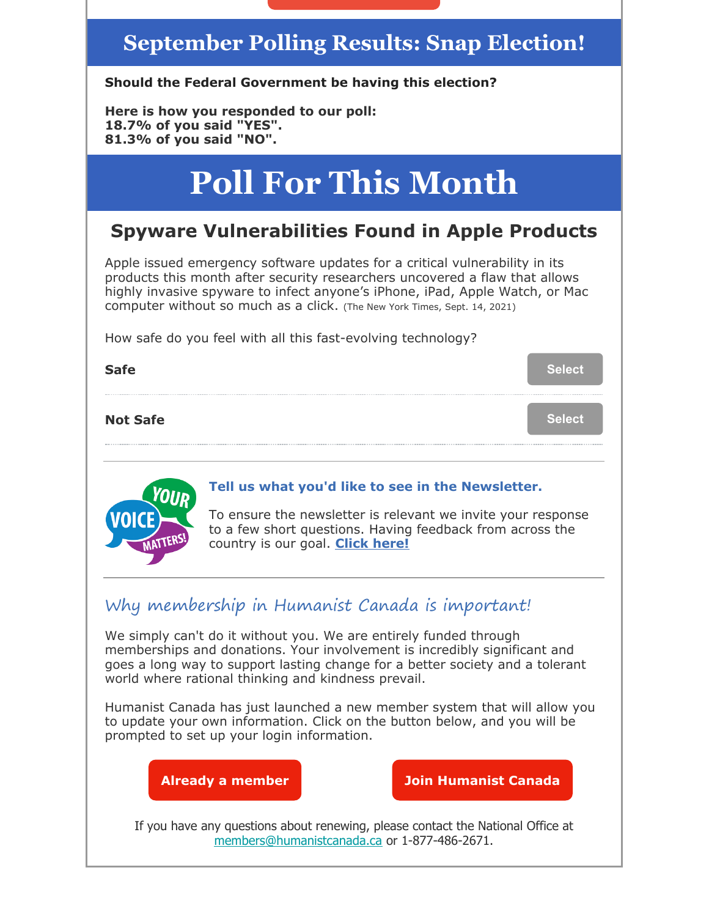## September Polling Results: Snap Election!

**Should the Federal Government be having this election?**

**Here is how you responded to our poll:**
**18.7% of you said "YES".**
**81.3% of you said "NO".**

# Poll For This Month

## Spyware Vulnerabilities Found in Apple Products

Apple issued emergency software updates for a critical vulnerability in its products this month after security researchers uncovered a flaw that allows highly invasive spyware to infect anyone's iPhone, iPad, Apple Watch, or Mac computer without so much as a click. (The New York Times, Sept. 14, 2021)

How safe do you feel with all this fast-evolving technology?

**Safe** Select

**Not Safe** Select

**Tell us what you'd like to see in the Newsletter.**

To ensure the newsletter is relevant we invite your response to a few short questions. Having feedback from across the country is our goal. **Click here!**

### *Why membership in Humanist Canada is important!*

We simply can't do it without you. We are entirely funded through memberships and donations. Your involvement is incredibly significant and goes a long way to support lasting change for a better society and a tolerant world where rational thinking and kindness prevail.

Humanist Canada has just launched a new member system that will allow you to update your own information. Click on the button below, and you will be prompted to set up your login information.

**Already a member** **Join Humanist Canada**

If you have any questions about renewing, please contact the National Office at members@humanistcanada.ca or 1-877-486-2671.